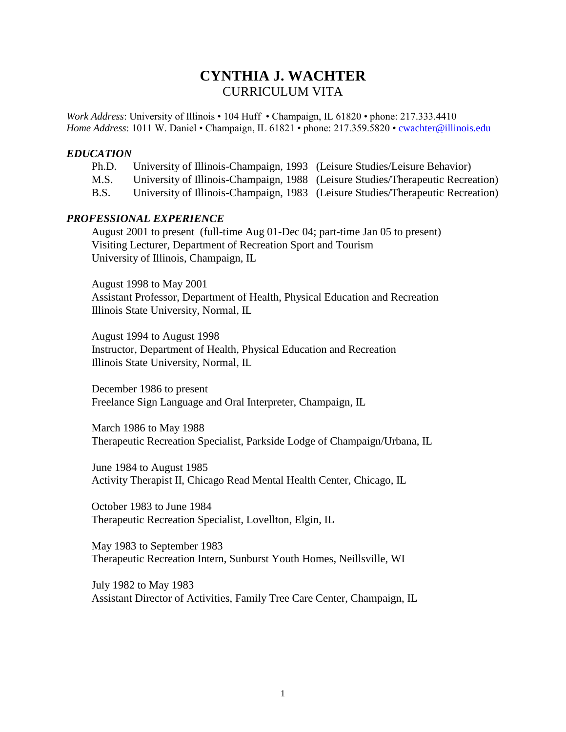# CYNTHIA J. WACHTER

## CURRICULUM VITA

*Work Address*: University of Illinois • 104 Huff • Champaign, IL 61820 • phone: 217.333.4410
*Home Address*: 1011 W. Daniel • Champaign, IL 61821 • phone: 217.359.5820 • cwachter@illinois.edu

### *EDUCATION*

| | | |
|---|---|---|
| Ph.D. | University of Illinois-Champaign, 1993 | (Leisure Studies/Leisure Behavior) |
| M.S. | University of Illinois-Champaign, 1988 | (Leisure Studies/Therapeutic Recreation) |
| B.S. | University of Illinois-Champaign, 1983 | (Leisure Studies/Therapeutic Recreation) |

### *PROFESSIONAL EXPERIENCE*

August 2001 to present (full-time Aug 01-Dec 04; part-time Jan 05 to present)
Visiting Lecturer, Department of Recreation Sport and Tourism
University of Illinois, Champaign, IL

August 1998 to May 2001
Assistant Professor, Department of Health, Physical Education and Recreation
Illinois State University, Normal, IL

August 1994 to August 1998
Instructor, Department of Health, Physical Education and Recreation
Illinois State University, Normal, IL

December 1986 to present
Freelance Sign Language and Oral Interpreter, Champaign, IL

March 1986 to May 1988
Therapeutic Recreation Specialist, Parkside Lodge of Champaign/Urbana, IL

June 1984 to August 1985
Activity Therapist II, Chicago Read Mental Health Center, Chicago, IL

October 1983 to June 1984
Therapeutic Recreation Specialist, Lovellton, Elgin, IL

May 1983 to September 1983
Therapeutic Recreation Intern, Sunburst Youth Homes, Neillsville, WI

July 1982 to May 1983
Assistant Director of Activities, Family Tree Care Center, Champaign, IL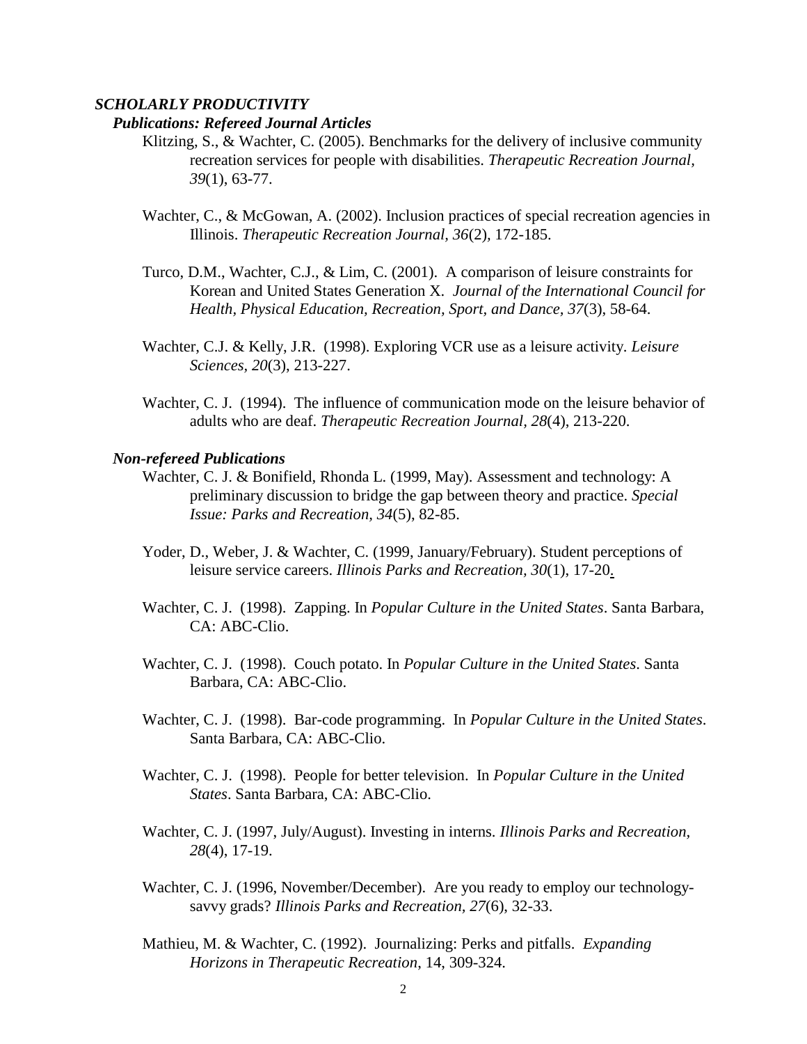### *SCHOLARLY PRODUCTIVITY*

#### *Publications: Refereed Journal Articles*

Klitzing, S., & Wachter, C. (2005). Benchmarks for the delivery of inclusive community recreation services for people with disabilities. *Therapeutic Recreation Journal, 39*(1), 63-77.

Wachter, C., & McGowan, A. (2002). Inclusion practices of special recreation agencies in Illinois. *Therapeutic Recreation Journal, 36*(2), 172-185.

Turco, D.M., Wachter, C.J., & Lim, C. (2001). A comparison of leisure constraints for Korean and United States Generation X. *Journal of the International Council for Health, Physical Education, Recreation, Sport, and Dance, 37*(3), 58-64.

Wachter, C.J. & Kelly, J.R. (1998). Exploring VCR use as a leisure activity. *Leisure Sciences, 20*(3), 213-227.

Wachter, C. J. (1994). The influence of communication mode on the leisure behavior of adults who are deaf. *Therapeutic Recreation Journal, 28*(4), 213-220.

#### *Non-refereed Publications*

Wachter, C. J. & Bonifield, Rhonda L. (1999, May). Assessment and technology: A preliminary discussion to bridge the gap between theory and practice. *Special Issue: Parks and Recreation, 34*(5), 82-85.

Yoder, D., Weber, J. & Wachter, C. (1999, January/February). Student perceptions of leisure service careers. *Illinois Parks and Recreation, 30*(1), 17-20.

Wachter, C. J. (1998). Zapping. In *Popular Culture in the United States*. Santa Barbara, CA: ABC-Clio.

Wachter, C. J. (1998). Couch potato. In *Popular Culture in the United States*. Santa Barbara, CA: ABC-Clio.

Wachter, C. J. (1998). Bar-code programming. In *Popular Culture in the United States*. Santa Barbara, CA: ABC-Clio.

Wachter, C. J. (1998). People for better television. In *Popular Culture in the United States*. Santa Barbara, CA: ABC-Clio.

Wachter, C. J. (1997, July/August). Investing in interns. *Illinois Parks and Recreation, 28*(4), 17-19.

Wachter, C. J. (1996, November/December). Are you ready to employ our technology-savvy grads? *Illinois Parks and Recreation, 27*(6), 32-33.

Mathieu, M. & Wachter, C. (1992). Journalizing: Perks and pitfalls. *Expanding Horizons in Therapeutic Recreation*, 14, 309-324.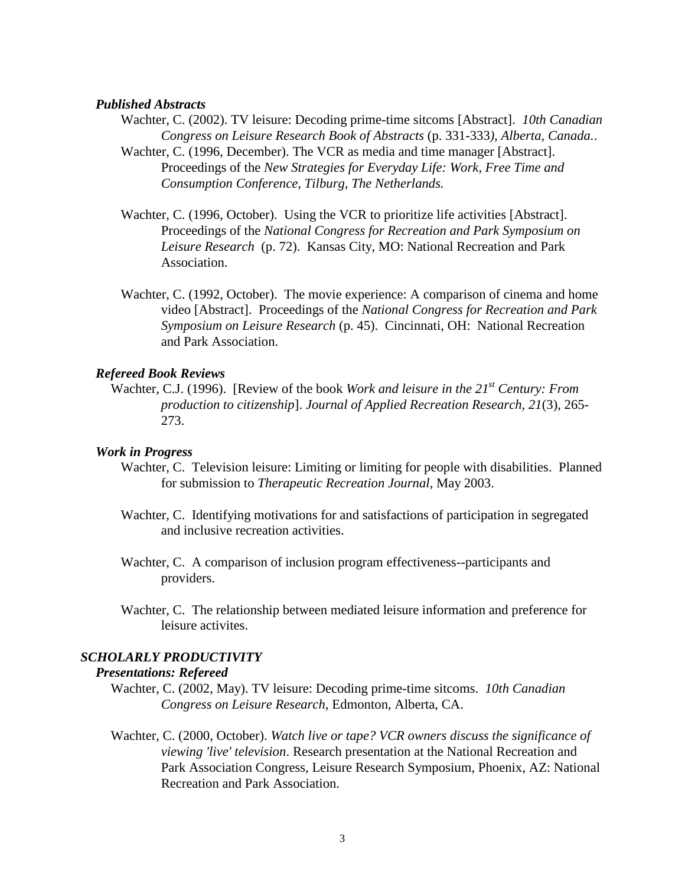### *Published Abstracts*

Wachter, C. (2002). TV leisure: Decoding prime-time sitcoms [Abstract]. *10th Canadian Congress on Leisure Research Book of Abstracts* (p. 331-333*), Alberta, Canada.*.

Wachter, C. (1996, December). The VCR as media and time manager [Abstract]. Proceedings of the *New Strategies for Everyday Life: Work, Free Time and Consumption Conference, Tilburg, The Netherlands.*

Wachter, C. (1996, October). Using the VCR to prioritize life activities [Abstract]. Proceedings of the *National Congress for Recreation and Park Symposium on Leisure Research* (p. 72). Kansas City, MO: National Recreation and Park Association.

Wachter, C. (1992, October). The movie experience: A comparison of cinema and home video [Abstract]. Proceedings of the *National Congress for Recreation and Park Symposium on Leisure Research* (p. 45). Cincinnati, OH: National Recreation and Park Association.

### *Refereed Book Reviews*

Wachter, C.J. (1996). [Review of the book *Work and leisure in the 21st Century: From production to citizenship*]. *Journal of Applied Recreation Research, 21*(3), 265-273.

### *Work in Progress*

Wachter, C. Television leisure: Limiting or limiting for people with disabilities. Planned for submission to *Therapeutic Recreation Journal*, May 2003.

Wachter, C. Identifying motivations for and satisfactions of participation in segregated and inclusive recreation activities.

Wachter, C. A comparison of inclusion program effectiveness--participants and providers.

Wachter, C. The relationship between mediated leisure information and preference for leisure activites.

## *SCHOLARLY PRODUCTIVITY*

### *Presentations: Refereed*

Wachter, C. (2002, May). TV leisure: Decoding prime-time sitcoms. *10th Canadian Congress on Leisure Research,* Edmonton, Alberta, CA.

Wachter, C. (2000, October). *Watch live or tape? VCR owners discuss the significance of viewing 'live' television*. Research presentation at the National Recreation and Park Association Congress, Leisure Research Symposium, Phoenix, AZ: National Recreation and Park Association.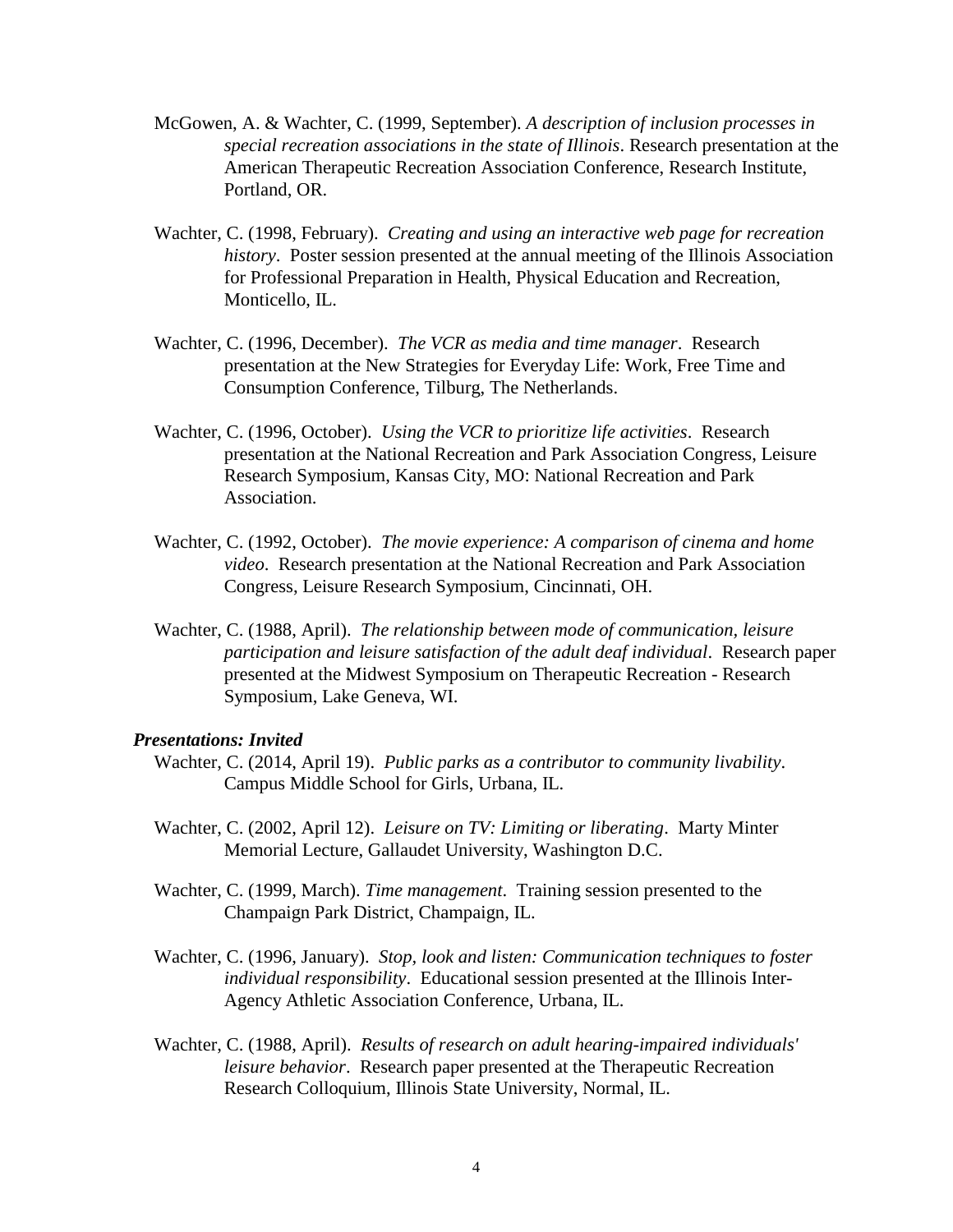McGowen, A. & Wachter, C. (1999, September). *A description of inclusion processes in special recreation associations in the state of Illinois*. Research presentation at the American Therapeutic Recreation Association Conference, Research Institute, Portland, OR.

Wachter, C. (1998, February). *Creating and using an interactive web page for recreation history*. Poster session presented at the annual meeting of the Illinois Association for Professional Preparation in Health, Physical Education and Recreation, Monticello, IL.

Wachter, C. (1996, December). *The VCR as media and time manager*. Research presentation at the New Strategies for Everyday Life: Work, Free Time and Consumption Conference, Tilburg, The Netherlands.

Wachter, C. (1996, October). *Using the VCR to prioritize life activities*. Research presentation at the National Recreation and Park Association Congress, Leisure Research Symposium, Kansas City, MO: National Recreation and Park Association.

Wachter, C. (1992, October). *The movie experience: A comparison of cinema and home video*. Research presentation at the National Recreation and Park Association Congress, Leisure Research Symposium, Cincinnati, OH.

Wachter, C. (1988, April). *The relationship between mode of communication, leisure participation and leisure satisfaction of the adult deaf individual*. Research paper presented at the Midwest Symposium on Therapeutic Recreation - Research Symposium, Lake Geneva, WI.

***Presentations: Invited***

Wachter, C. (2014, April 19). *Public parks as a contributor to community livability*. Campus Middle School for Girls, Urbana, IL.

Wachter, C. (2002, April 12). *Leisure on TV: Limiting or liberating*. Marty Minter Memorial Lecture, Gallaudet University, Washington D.C.

Wachter, C. (1999, March). *Time management*. Training session presented to the Champaign Park District, Champaign, IL.

Wachter, C. (1996, January). *Stop, look and listen: Communication techniques to foster individual responsibility*. Educational session presented at the Illinois Inter-Agency Athletic Association Conference, Urbana, IL.

Wachter, C. (1988, April). *Results of research on adult hearing-impaired individuals' leisure behavior*. Research paper presented at the Therapeutic Recreation Research Colloquium, Illinois State University, Normal, IL.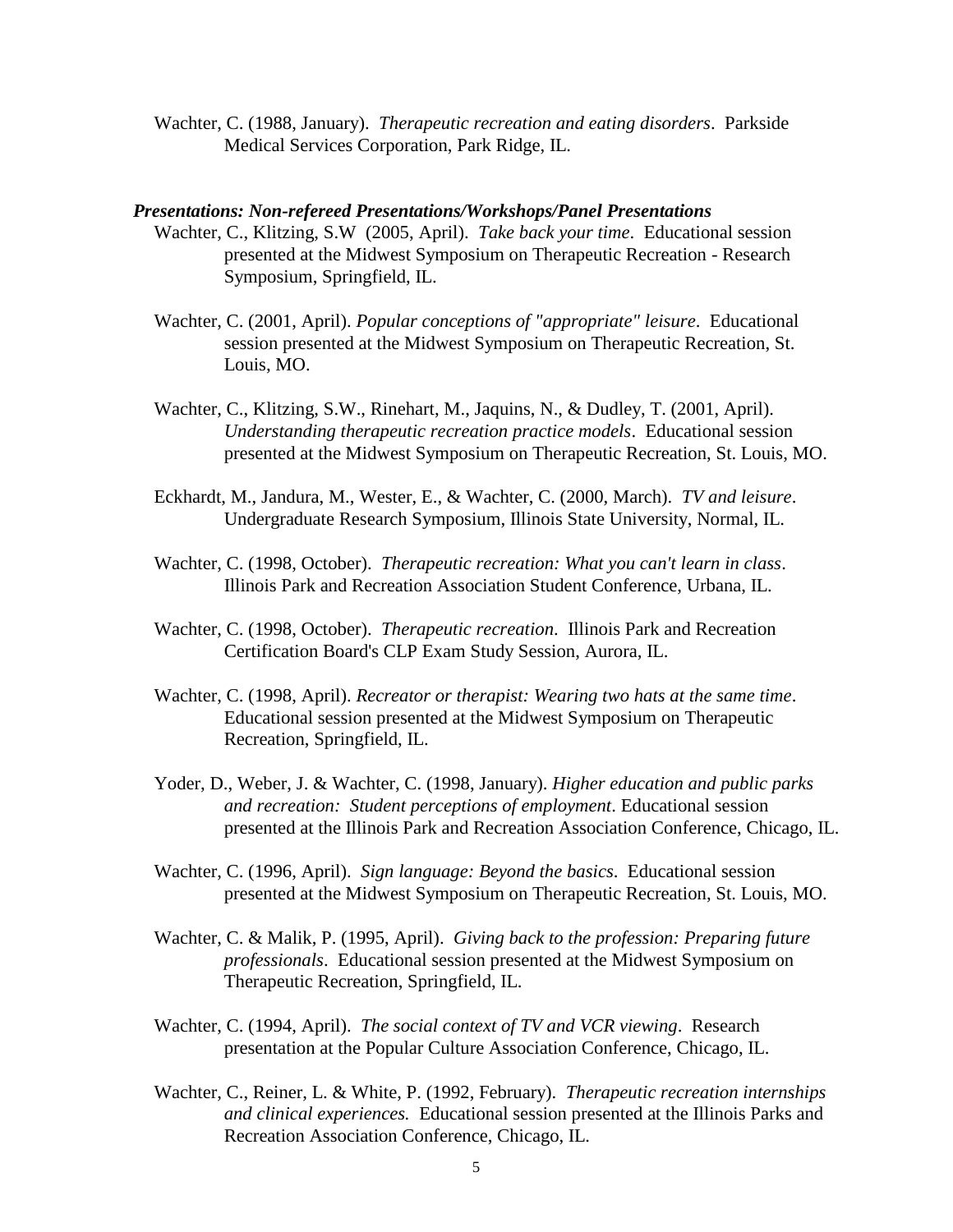Wachter, C. (1988, January). *Therapeutic recreation and eating disorders*. Parkside Medical Services Corporation, Park Ridge, IL.

### *Presentations: Non-refereed Presentations/Workshops/Panel Presentations*

Wachter, C., Klitzing, S.W (2005, April). *Take back your time*. Educational session presented at the Midwest Symposium on Therapeutic Recreation - Research Symposium, Springfield, IL.

Wachter, C. (2001, April). *Popular conceptions of "appropriate" leisure*. Educational session presented at the Midwest Symposium on Therapeutic Recreation, St. Louis, MO.

Wachter, C., Klitzing, S.W., Rinehart, M., Jaquins, N., & Dudley, T. (2001, April). *Understanding therapeutic recreation practice models*. Educational session presented at the Midwest Symposium on Therapeutic Recreation, St. Louis, MO.

Eckhardt, M., Jandura, M., Wester, E., & Wachter, C. (2000, March). *TV and leisure*. Undergraduate Research Symposium, Illinois State University, Normal, IL.

Wachter, C. (1998, October). *Therapeutic recreation: What you can't learn in class*. Illinois Park and Recreation Association Student Conference, Urbana, IL.

Wachter, C. (1998, October). *Therapeutic recreation*. Illinois Park and Recreation Certification Board's CLP Exam Study Session, Aurora, IL.

Wachter, C. (1998, April). *Recreator or therapist: Wearing two hats at the same time*. Educational session presented at the Midwest Symposium on Therapeutic Recreation, Springfield, IL.

Yoder, D., Weber, J. & Wachter, C. (1998, January). *Higher education and public parks and recreation: Student perceptions of employment*. Educational session presented at the Illinois Park and Recreation Association Conference, Chicago, IL.

Wachter, C. (1996, April). *Sign language: Beyond the basics*. Educational session presented at the Midwest Symposium on Therapeutic Recreation, St. Louis, MO.

Wachter, C. & Malik, P. (1995, April). *Giving back to the profession: Preparing future professionals*. Educational session presented at the Midwest Symposium on Therapeutic Recreation, Springfield, IL.

Wachter, C. (1994, April). *The social context of TV and VCR viewing*. Research presentation at the Popular Culture Association Conference, Chicago, IL.

Wachter, C., Reiner, L. & White, P. (1992, February). *Therapeutic recreation internships and clinical experiences.* Educational session presented at the Illinois Parks and Recreation Association Conference, Chicago, IL.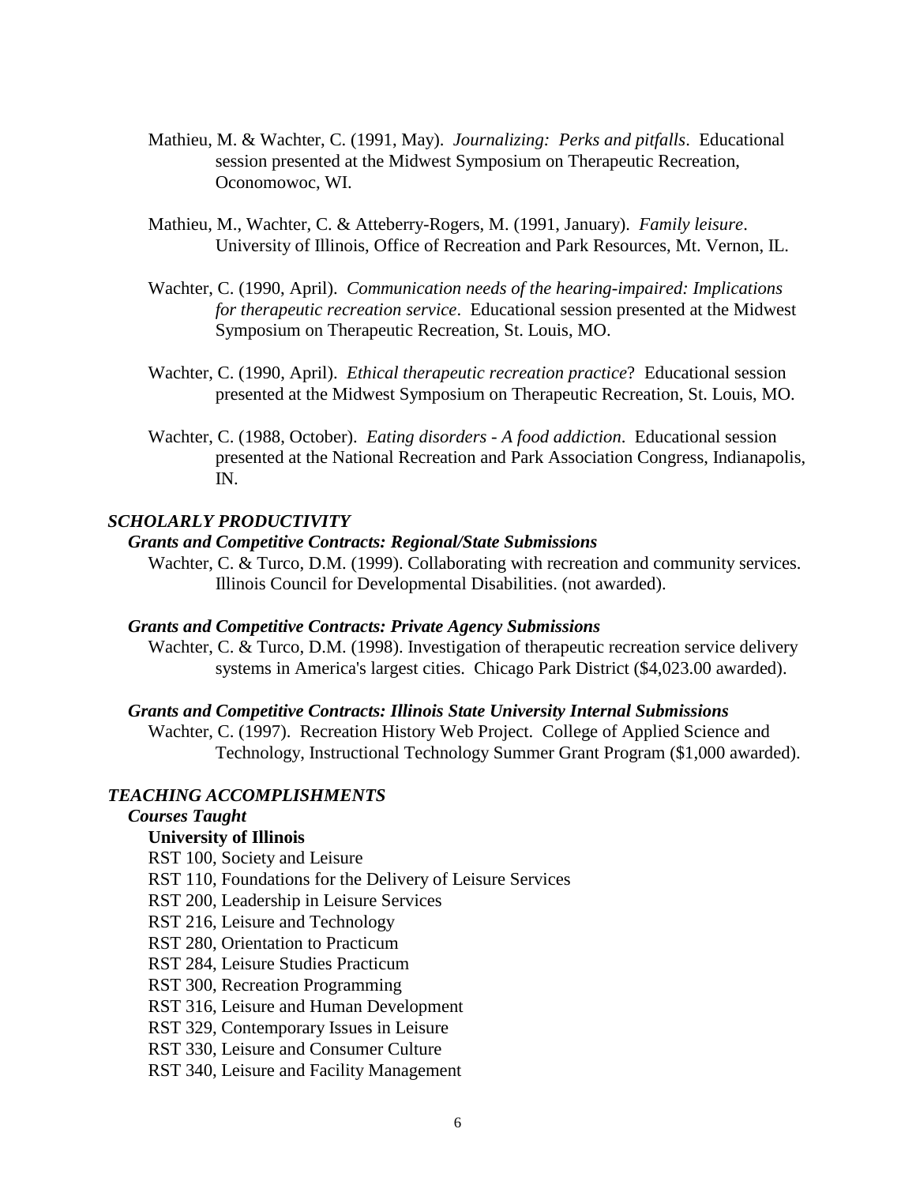Mathieu, M. & Wachter, C. (1991, May). *Journalizing: Perks and pitfalls*. Educational session presented at the Midwest Symposium on Therapeutic Recreation, Oconomowoc, WI.

Mathieu, M., Wachter, C. & Atteberry-Rogers, M. (1991, January). *Family leisure*. University of Illinois, Office of Recreation and Park Resources, Mt. Vernon, IL.

Wachter, C. (1990, April). *Communication needs of the hearing-impaired: Implications for therapeutic recreation service*. Educational session presented at the Midwest Symposium on Therapeutic Recreation, St. Louis, MO.

Wachter, C. (1990, April). *Ethical therapeutic recreation practice*? Educational session presented at the Midwest Symposium on Therapeutic Recreation, St. Louis, MO.

Wachter, C. (1988, October). *Eating disorders - A food addiction*. Educational session presented at the National Recreation and Park Association Congress, Indianapolis, IN.

## *SCHOLARLY PRODUCTIVITY*

### *Grants and Competitive Contracts: Regional/State Submissions*

Wachter, C. & Turco, D.M. (1999). Collaborating with recreation and community services. Illinois Council for Developmental Disabilities. (not awarded).

### *Grants and Competitive Contracts: Private Agency Submissions*

Wachter, C. & Turco, D.M. (1998). Investigation of therapeutic recreation service delivery systems in America's largest cities. Chicago Park District ($4,023.00 awarded).

### *Grants and Competitive Contracts: Illinois State University Internal Submissions*

Wachter, C. (1997). Recreation History Web Project. College of Applied Science and Technology, Instructional Technology Summer Grant Program ($1,000 awarded).

## *TEACHING ACCOMPLISHMENTS*

### *Courses Taught*

**University of Illinois**

RST 100, Society and Leisure
RST 110, Foundations for the Delivery of Leisure Services
RST 200, Leadership in Leisure Services
RST 216, Leisure and Technology
RST 280, Orientation to Practicum
RST 284, Leisure Studies Practicum
RST 300, Recreation Programming
RST 316, Leisure and Human Development
RST 329, Contemporary Issues in Leisure
RST 330, Leisure and Consumer Culture
RST 340, Leisure and Facility Management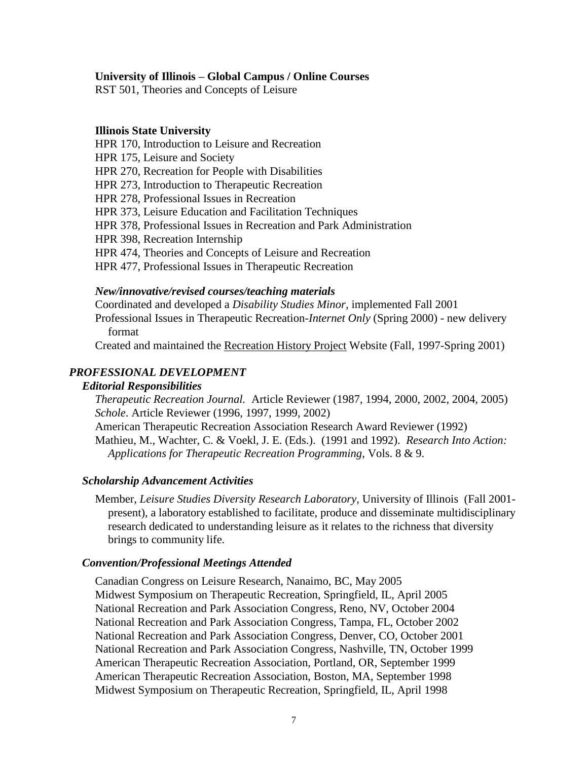**University of Illinois – Global Campus / Online Courses**

RST 501, Theories and Concepts of Leisure

**Illinois State University**

HPR 170, Introduction to Leisure and Recreation
HPR 175, Leisure and Society
HPR 270, Recreation for People with Disabilities
HPR 273, Introduction to Therapeutic Recreation
HPR 278, Professional Issues in Recreation
HPR 373, Leisure Education and Facilitation Techniques
HPR 378, Professional Issues in Recreation and Park Administration
HPR 398, Recreation Internship
HPR 474, Theories and Concepts of Leisure and Recreation
HPR 477, Professional Issues in Therapeutic Recreation

***New/innovative/revised courses/teaching materials***

Coordinated and developed a *Disability Studies Minor,* implemented Fall 2001
Professional Issues in Therapeutic Recreation-*Internet Only* (Spring 2000) - new delivery format
Created and maintained the Recreation History Project Website (Fall, 1997-Spring 2001)

## *PROFESSIONAL DEVELOPMENT*

### *Editorial Responsibilities*

*Therapeutic Recreation Journal.* Article Reviewer (1987, 1994, 2000, 2002, 2004, 2005)
*Schole*. Article Reviewer (1996, 1997, 1999, 2002)
American Therapeutic Recreation Association Research Award Reviewer (1992)
Mathieu, M., Wachter, C. & Voekl, J. E. (Eds.). (1991 and 1992). *Research Into Action: Applications for Therapeutic Recreation Programming*, Vols. 8 & 9.

### *Scholarship Advancement Activities*

Member, *Leisure Studies Diversity Research Laboratory*, University of Illinois (Fall 2001-present), a laboratory established to facilitate, produce and disseminate multidisciplinary research dedicated to understanding leisure as it relates to the richness that diversity brings to community life.

### *Convention/Professional Meetings Attended*

Canadian Congress on Leisure Research, Nanaimo, BC, May 2005
Midwest Symposium on Therapeutic Recreation, Springfield, IL, April 2005
National Recreation and Park Association Congress, Reno, NV, October 2004
National Recreation and Park Association Congress, Tampa, FL, October 2002
National Recreation and Park Association Congress, Denver, CO, October 2001
National Recreation and Park Association Congress, Nashville, TN, October 1999
American Therapeutic Recreation Association, Portland, OR, September 1999
American Therapeutic Recreation Association, Boston, MA, September 1998
Midwest Symposium on Therapeutic Recreation, Springfield, IL, April 1998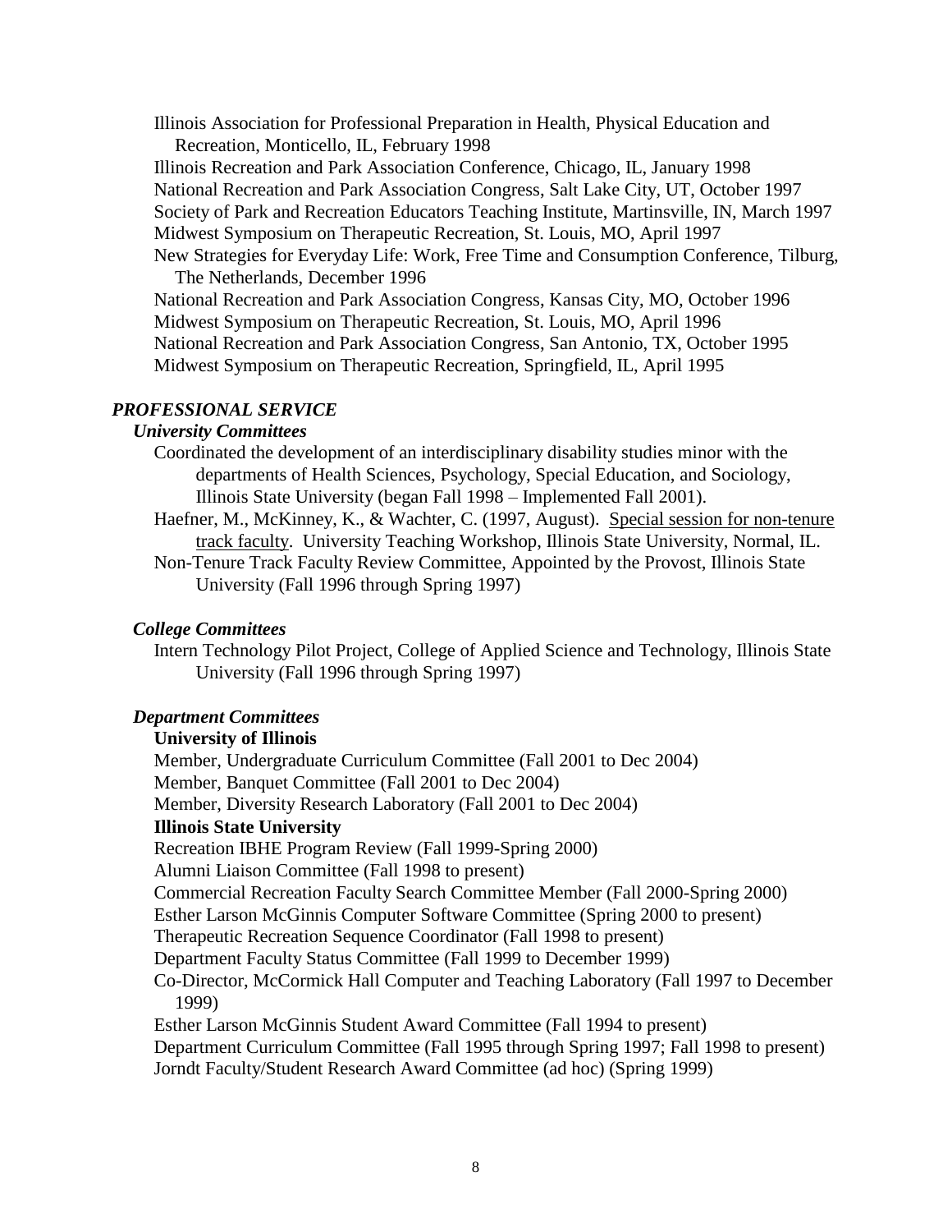Illinois Association for Professional Preparation in Health, Physical Education and Recreation, Monticello, IL, February 1998
Illinois Recreation and Park Association Conference, Chicago, IL, January 1998
National Recreation and Park Association Congress, Salt Lake City, UT, October 1997
Society of Park and Recreation Educators Teaching Institute, Martinsville, IN, March 1997
Midwest Symposium on Therapeutic Recreation, St. Louis, MO, April 1997
New Strategies for Everyday Life: Work, Free Time and Consumption Conference, Tilburg, The Netherlands, December 1996
National Recreation and Park Association Congress, Kansas City, MO, October 1996
Midwest Symposium on Therapeutic Recreation, St. Louis, MO, April 1996
National Recreation and Park Association Congress, San Antonio, TX, October 1995
Midwest Symposium on Therapeutic Recreation, Springfield, IL, April 1995

## *PROFESSIONAL SERVICE*

### *University Committees*

Coordinated the development of an interdisciplinary disability studies minor with the departments of Health Sciences, Psychology, Special Education, and Sociology, Illinois State University (began Fall 1998 – Implemented Fall 2001).
Haefner, M., McKinney, K., & Wachter, C. (1997, August). Special session for non-tenure track faculty. University Teaching Workshop, Illinois State University, Normal, IL.
Non-Tenure Track Faculty Review Committee, Appointed by the Provost, Illinois State University (Fall 1996 through Spring 1997)

### *College Committees*

Intern Technology Pilot Project, College of Applied Science and Technology, Illinois State University (Fall 1996 through Spring 1997)

### *Department Committees*

**University of Illinois**

Member, Undergraduate Curriculum Committee (Fall 2001 to Dec 2004)
Member, Banquet Committee (Fall 2001 to Dec 2004)
Member, Diversity Research Laboratory (Fall 2001 to Dec 2004)

**Illinois State University**

Recreation IBHE Program Review (Fall 1999-Spring 2000)
Alumni Liaison Committee (Fall 1998 to present)
Commercial Recreation Faculty Search Committee Member (Fall 2000-Spring 2000)
Esther Larson McGinnis Computer Software Committee (Spring 2000 to present)
Therapeutic Recreation Sequence Coordinator (Fall 1998 to present)
Department Faculty Status Committee (Fall 1999 to December 1999)
Co-Director, McCormick Hall Computer and Teaching Laboratory (Fall 1997 to December 1999)
Esther Larson McGinnis Student Award Committee (Fall 1994 to present)
Department Curriculum Committee (Fall 1995 through Spring 1997; Fall 1998 to present)
Jorndt Faculty/Student Research Award Committee (ad hoc) (Spring 1999)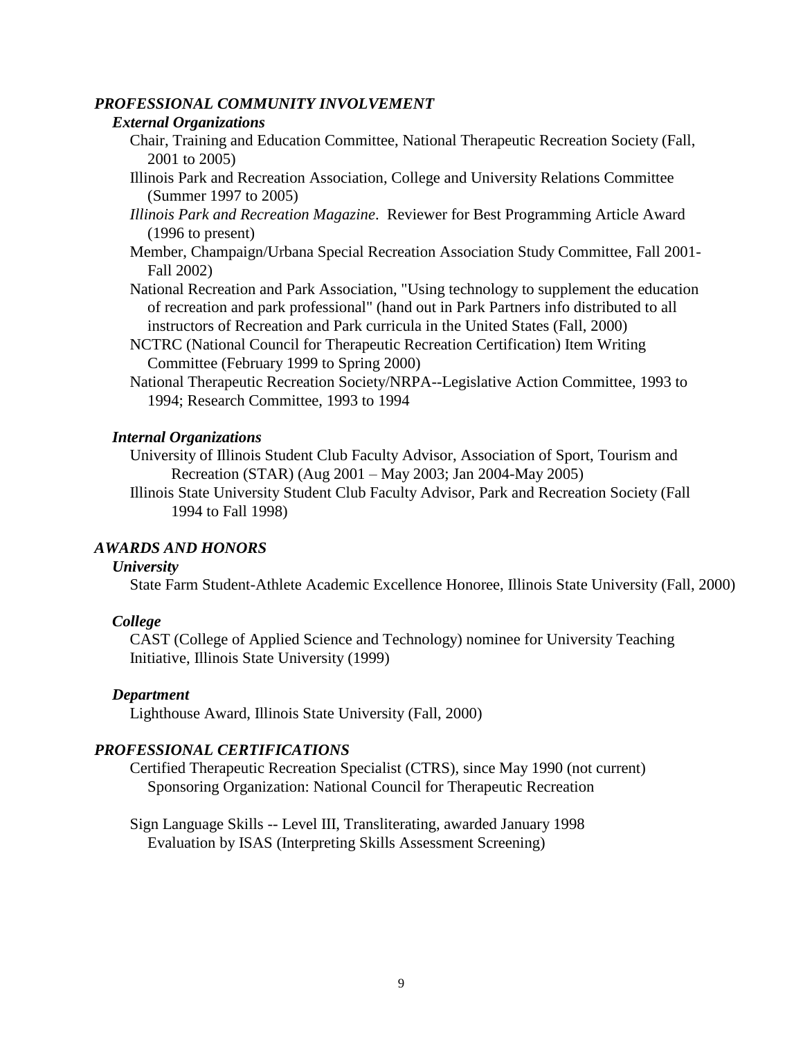## *PROFESSIONAL COMMUNITY INVOLVEMENT*

### *External Organizations*

Chair, Training and Education Committee, National Therapeutic Recreation Society (Fall, 2001 to 2005)

Illinois Park and Recreation Association, College and University Relations Committee (Summer 1997 to 2005)

*Illinois Park and Recreation Magazine*. Reviewer for Best Programming Article Award (1996 to present)

Member, Champaign/Urbana Special Recreation Association Study Committee, Fall 2001-Fall 2002)

National Recreation and Park Association, "Using technology to supplement the education of recreation and park professional" (hand out in Park Partners info distributed to all instructors of Recreation and Park curricula in the United States (Fall, 2000)

NCTRC (National Council for Therapeutic Recreation Certification) Item Writing Committee (February 1999 to Spring 2000)

National Therapeutic Recreation Society/NRPA--Legislative Action Committee, 1993 to 1994; Research Committee, 1993 to 1994

### *Internal Organizations*

University of Illinois Student Club Faculty Advisor, Association of Sport, Tourism and Recreation (STAR) (Aug 2001 – May 2003; Jan 2004-May 2005)

Illinois State University Student Club Faculty Advisor, Park and Recreation Society (Fall 1994 to Fall 1998)

## *AWARDS AND HONORS*

### *University*

State Farm Student-Athlete Academic Excellence Honoree, Illinois State University (Fall, 2000)

### *College*

CAST (College of Applied Science and Technology) nominee for University Teaching Initiative, Illinois State University (1999)

### *Department*

Lighthouse Award, Illinois State University (Fall, 2000)

## *PROFESSIONAL CERTIFICATIONS*

Certified Therapeutic Recreation Specialist (CTRS), since May 1990 (not current)
Sponsoring Organization: National Council for Therapeutic Recreation

Sign Language Skills -- Level III, Transliterating, awarded January 1998
Evaluation by ISAS (Interpreting Skills Assessment Screening)